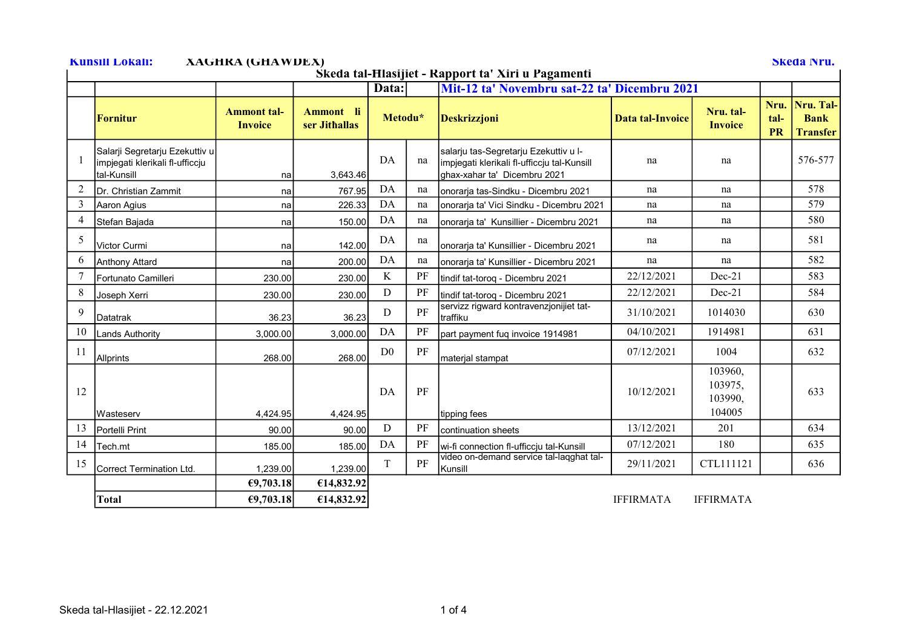**Kunsill Lokali:** XAGHRA (GHAWDEX) **Skeda Nru.**

## Skeda tal-Hlasijiet - Rapport ta' Xiri u Pagamenti

**Data:** Mit-12 ta' Novembru sat-22 ta' Dicembru 2021

| | Fornitur | Ammont tal-Invoice | Ammont li ser Jithallas | Metodu* | | Deskrizzjoni | Data tal-Invoice | Nru. tal-Invoice | Nru. tal-PR | Nru. Tal-Bank Transfer |
|---|---|---|---|---|---|---|---|---|---|---|
| 1 | Salarji Segretarju Ezekuttiv u impjegati klerikali fl-ufficcju tal-Kunsill | na | 3,643.46 | DA | na | salarju tas-Segretarju Ezekuttiv u l-impjegati klerikali fl-ufficcju tal-Kunsill ghax-xahar ta' Dicembru 2021 | na | na | | 576-577 |
| 2 | Dr. Christian Zammit | na | 767.95 | DA | na | onorarja tas-Sindku - Dicembru 2021 | na | na | | 578 |
| 3 | Aaron Agius | na | 226.33 | DA | na | onorarja ta' Vici Sindku - Dicembru 2021 | na | na | | 579 |
| 4 | Stefan Bajada | na | 150.00 | DA | na | onorarja ta' Kunsillier - Dicembru 2021 | na | na | | 580 |
| 5 | Victor Curmi | na | 142.00 | DA | na | onorarja ta' Kunsillier - Dicembru 2021 | na | na | | 581 |
| 6 | Anthony Attard | na | 200.00 | DA | na | onorarja ta' Kunsillier - Dicembru 2021 | na | na | | 582 |
| 7 | Fortunato Camilleri | 230.00 | 230.00 | K | PF | tindif tat-toroq - Dicembru 2021 | 22/12/2021 | Dec-21 | | 583 |
| 8 | Joseph Xerri | 230.00 | 230.00 | D | PF | tindif tat-toroq - Dicembru 2021 | 22/12/2021 | Dec-21 | | 584 |
| 9 | Datatrak | 36.23 | 36.23 | D | PF | servizz rigward kontravenzjonijiet tat-traffiku | 31/10/2021 | 1014030 | | 630 |
| 10 | Lands Authority | 3,000.00 | 3,000.00 | DA | PF | part payment fuq invoice 1914981 | 04/10/2021 | 1914981 | | 631 |
| 11 | Allprints | 268.00 | 268.00 | D0 | PF | materjal stampat | 07/12/2021 | 1004 | | 632 |
| 12 | Wasteserv | 4,424.95 | 4,424.95 | DA | PF | tipping fees | 10/12/2021 | 103960, 103975, 103990, 104005 | | 633 |
| 13 | Portelli Print | 90.00 | 90.00 | D | PF | continuation sheets | 13/12/2021 | 201 | | 634 |
| 14 | Tech.mt | 185.00 | 185.00 | DA | PF | wi-fi connection fl-ufficcju tal-Kunsill | 07/12/2021 | 180 | | 635 |
| 15 | Correct Termination Ltd. | 1,239.00 | 1,239.00 | T | PF | video on-demand service tal-laqghat tal-Kunsill | 29/11/2021 | CTL111121 | | 636 |
| | | €9,703.18 | €14,832.92 | | | | | | | |
| | **Total** | **€9,703.18** | **€14,832.92** | | | | | | | |

IFFIRMATA IFFIRMATA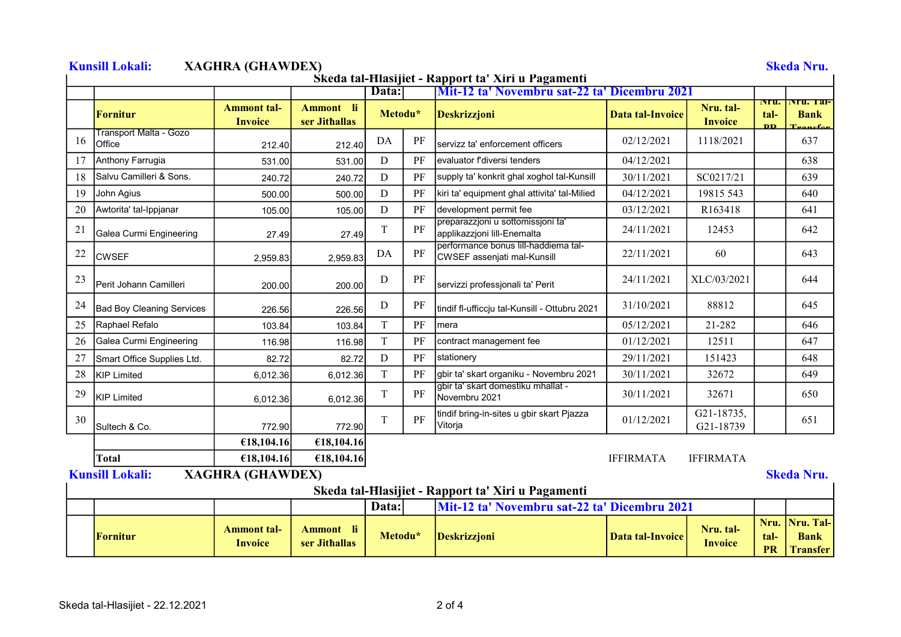**Kunsill Lokali:** **XAGHRA (GHAWDEX)** **Skeda Nru.**

## Skeda tal-Ħlasijiet - Rapport ta' Xiri u Pagamenti

| | | | | **Data:** | | **Mit-12 ta' Novembru sat-22 ta' Dicembru 2021** | | | | |
|---|---|---|---|---|---|---|---|---|---|---|
| | **Fornitur** | **Ammont tal-Invoice** | **Ammont li ser Jithallas** | **Metodu*** | | **Deskrizzjoni** | **Data tal-Invoice** | **Nru. tal-Invoice** | **Nru. tal-PR** | **Nru. Tal-Bank Transfer** |
| 16 | Transport Malta - Gozo Office | 212.40 | 212.40 | DA | PF | servizz ta' enforcement officers | 02/12/2021 | 1118/2021 | | 637 |
| 17 | Anthony Farrugia | 531.00 | 531.00 | D | PF | evaluator f'diversi tenders | 04/12/2021 | | | 638 |
| 18 | Salvu Camilleri & Sons. | 240.72 | 240.72 | D | PF | supply ta' konkrit ghal xoghol tal-Kunsill | 30/11/2021 | SC0217/21 | | 639 |
| 19 | John Agius | 500.00 | 500.00 | D | PF | kiri ta' equipment ghal attivita' tal-Milied | 04/12/2021 | 19815 543 | | 640 |
| 20 | Awtorita' tal-Ippjanar | 105.00 | 105.00 | D | PF | development permit fee | 03/12/2021 | R163418 | | 641 |
| 21 | Galea Curmi Engineering | 27.49 | 27.49 | T | PF | preparazzjoni u sottomissjoni ta' applikazzjoni lill-Enemalta | 24/11/2021 | 12453 | | 642 |
| 22 | CWSEF | 2,959.83 | 2,959.83 | DA | PF | performance bonus lill-haddiema tal-CWSEF assenjati mal-Kunsill | 22/11/2021 | 60 | | 643 |
| 23 | Perit Johann Camilleri | 200.00 | 200.00 | D | PF | servizzi professjonali ta' Perit | 24/11/2021 | XLC/03/2021 | | 644 |
| 24 | Bad Boy Cleaning Services | 226.56 | 226.56 | D | PF | tindif fl-ufficcju tal-Kunsill - Ottubru 2021 | 31/10/2021 | 88812 | | 645 |
| 25 | Raphael Refalo | 103.84 | 103.84 | T | PF | mera | 05/12/2021 | 21-282 | | 646 |
| 26 | Galea Curmi Engineering | 116.98 | 116.98 | T | PF | contract management fee | 01/12/2021 | 12511 | | 647 |
| 27 | Smart Office Supplies Ltd. | 82.72 | 82.72 | D | PF | stationery | 29/11/2021 | 151423 | | 648 |
| 28 | KIP Limited | 6,012.36 | 6,012.36 | T | PF | gbir ta' skart organiku - Novembru 2021 | 30/11/2021 | 32672 | | 649 |
| 29 | KIP Limited | 6,012.36 | 6,012.36 | T | PF | gbir ta' skart domestiku mhallat - Novembru 2021 | 30/11/2021 | 32671 | | 650 |
| 30 | Sultech & Co. | 772.90 | 772.90 | T | PF | tindif bring-in-sites u gbir skart Pjazza Vitorja | 01/12/2021 | G21-18735, G21-18739 | | 651 |
| | | €18,104.16 | €18,104.16 | | | | | | | |
| | **Total** | €18,104.16 | €18,104.16 | | | | IFFIRMATA | IFFIRMATA | | |

**Kunsill Lokali:** **XAGHRA (GHAWDEX)** **Skeda Nru.**

## Skeda tal-Ħlasijiet - Rapport ta' Xiri u Pagamenti

| | | | | **Data:** | | **Mit-12 ta' Novembru sat-22 ta' Dicembru 2021** | | | | |
|---|---|---|---|---|---|---|---|---|---|---|
| | **Fornitur** | **Ammont tal-Invoice** | **Ammont li ser Jithallas** | **Metodu*** | | **Deskrizzjoni** | **Data tal-Invoice** | **Nru. tal-Invoice** | **Nru. tal-PR** | **Nru. Tal-Bank Transfer** |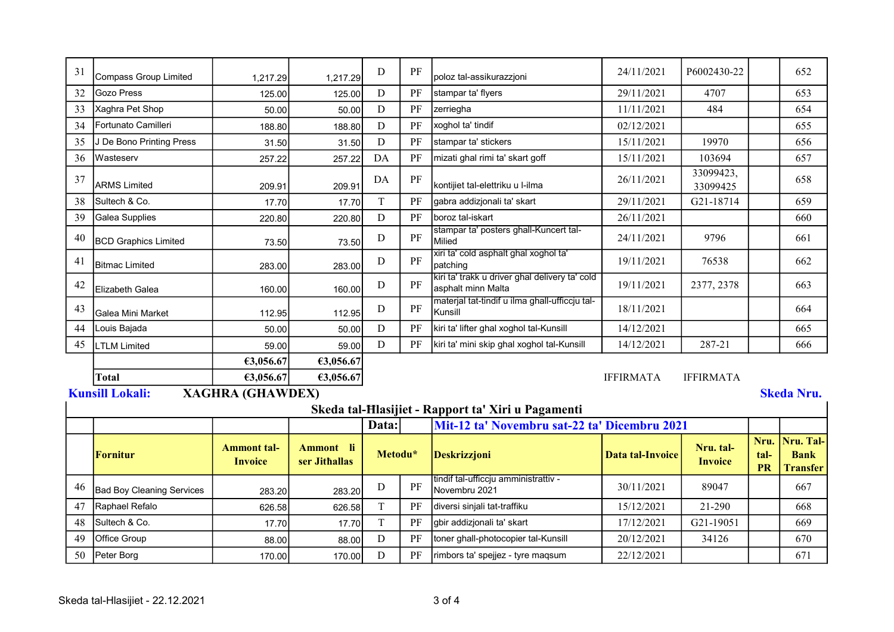| 31 | Compass Group Limited | 1,217.29 | 1,217.29 | D | PF | poloz tal-assikurazzjoni | 24/11/2021 | P6002430-22 | | 652 |
|---|---|---|---|---|---|---|---|---|---|---|
| 32 | Gozo Press | 125.00 | 125.00 | D | PF | stampar ta' flyers | 29/11/2021 | 4707 | | 653 |
| 33 | Xaghra Pet Shop | 50.00 | 50.00 | D | PF | zerriegha | 11/11/2021 | 484 | | 654 |
| 34 | Fortunato Camilleri | 188.80 | 188.80 | D | PF | xoghol ta' tindif | 02/12/2021 | | | 655 |
| 35 | J De Bono Printing Press | 31.50 | 31.50 | D | PF | stampar ta' stickers | 15/11/2021 | 19970 | | 656 |
| 36 | Wasteserv | 257.22 | 257.22 | DA | PF | mizati ghal rimi ta' skart goff | 15/11/2021 | 103694 | | 657 |
| 37 | ARMS Limited | 209.91 | 209.91 | DA | PF | kontijiet tal-elettriku u l-ilma | 26/11/2021 | 33099423, 33099425 | | 658 |
| 38 | Sultech & Co. | 17.70 | 17.70 | T | PF | gabra addizjonali ta' skart | 29/11/2021 | G21-18714 | | 659 |
| 39 | Galea Supplies | 220.80 | 220.80 | D | PF | boroz tal-iskart | 26/11/2021 | | | 660 |
| 40 | BCD Graphics Limited | 73.50 | 73.50 | D | PF | stampar ta' posters ghall-Kuncert tal-Milied | 24/11/2021 | 9796 | | 661 |
| 41 | Bitmac Limited | 283.00 | 283.00 | D | PF | xiri ta' cold asphalt ghal xoghol ta' patching | 19/11/2021 | 76538 | | 662 |
| 42 | Elizabeth Galea | 160.00 | 160.00 | D | PF | kiri ta' trakk u driver ghal delivery ta' cold asphalt minn Malta | 19/11/2021 | 2377, 2378 | | 663 |
| 43 | Galea Mini Market | 112.95 | 112.95 | D | PF | materjal tat-tindif u ilma ghall-ufficcju tal-Kunsill | 18/11/2021 | | | 664 |
| 44 | Louis Bajada | 50.00 | 50.00 | D | PF | kiri ta' lifter ghal xoghol tal-Kunsill | 14/12/2021 | | | 665 |
| 45 | LTLM Limited | 59.00 | 59.00 | D | PF | kiri ta' mini skip ghal xoghol tal-Kunsill | 14/12/2021 | 287-21 | | 666 |
| | | €3,056.67 | €3,056.67 | | | | | | | |
| | **Total** | €3,056.67 | €3,056.67 | | | | IFFIRMATA | IFFIRMATA | | |

**Kunsill Lokali:** **XAGHRA (GHAWDEX)** **Skeda Nru.**

**Skeda tal-Ħlasijiet - Rapport ta' Xiri u Pagamenti**

**Data:** **Mit-12 ta' Novembru sat-22 ta' Dicembru 2021**

| | **Fornitur** | **Ammont tal-Invoice** | **Ammont li ser Jithallas** | **Metodu*** | | **Deskrizzjoni** | **Data tal-Invoice** | **Nru. tal-Invoice** | **Nru. tal-PR** | **Nru. Tal-Bank Transfer** |
|---|---|---|---|---|---|---|---|---|---|---|
| 46 | Bad Boy Cleaning Services | 283.20 | 283.20 | D | PF | tindif tal-ufficcju amministrattiv - Novembru 2021 | 30/11/2021 | 89047 | | 667 |
| 47 | Raphael Refalo | 626.58 | 626.58 | T | PF | diversi sinjali tat-traffiku | 15/12/2021 | 21-290 | | 668 |
| 48 | Sultech & Co. | 17.70 | 17.70 | T | PF | gbir addizjonali ta' skart | 17/12/2021 | G21-19051 | | 669 |
| 49 | Office Group | 88.00 | 88.00 | D | PF | toner ghall-photocopier tal-Kunsill | 20/12/2021 | 34126 | | 670 |
| 50 | Peter Borg | 170.00 | 170.00 | D | PF | rimbors ta' spejjez - tyre maqsum | 22/12/2021 | | | 671 |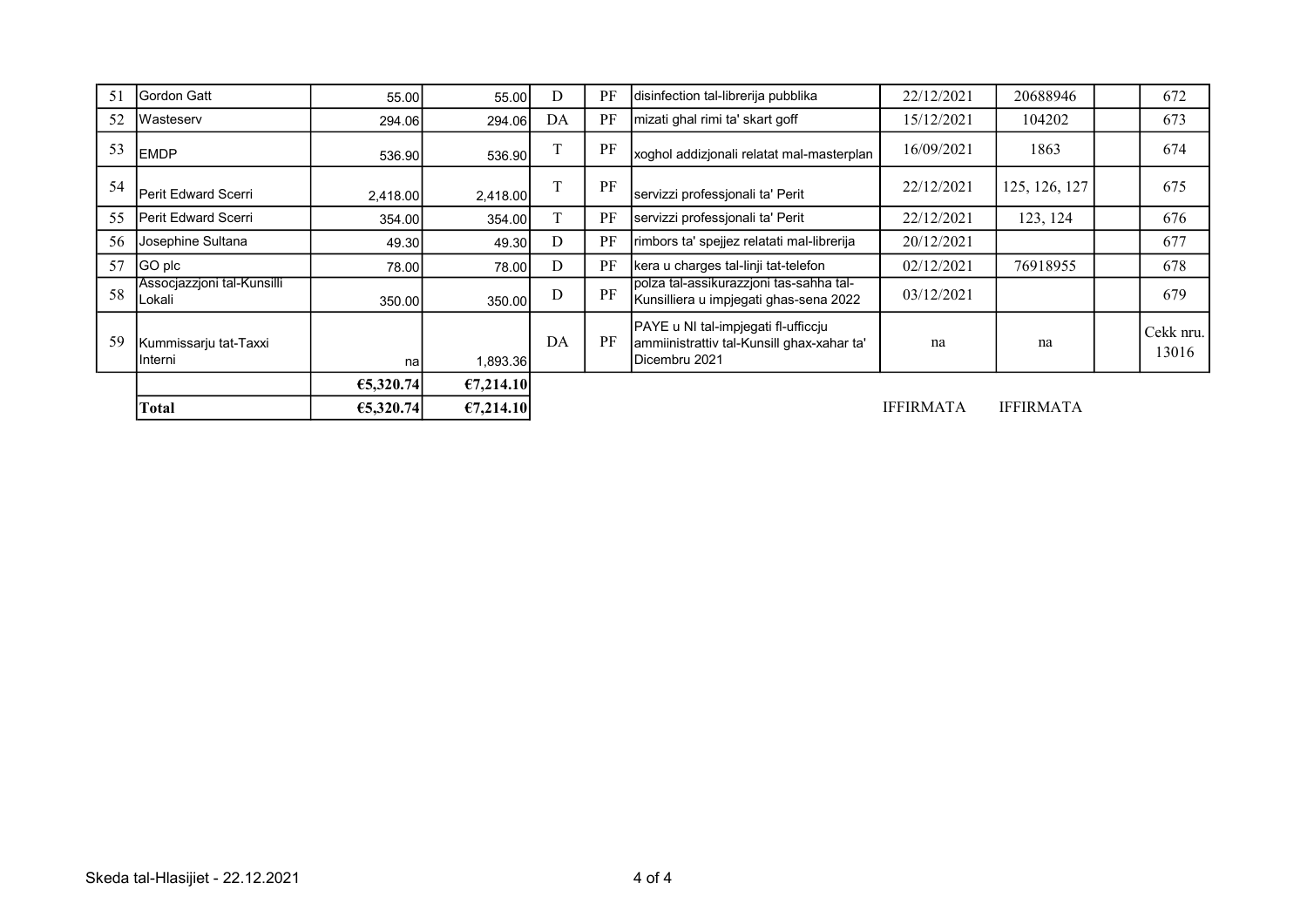| | | | | | | | | | | |
|---|---|---|---|---|---|---|---|---|---|---|
| 51 | Gordon Gatt | 55.00 | 55.00 | D | PF | disinfection tal-librerija pubblika | 22/12/2021 | 20688946 | | 672 |
| 52 | Wasteserv | 294.06 | 294.06 | DA | PF | mizati ghal rimi ta' skart goff | 15/12/2021 | 104202 | | 673 |
| 53 | EMDP | 536.90 | 536.90 | T | PF | xoghol addizjonali relatat mal-masterplan | 16/09/2021 | 1863 | | 674 |
| 54 | Perit Edward Scerri | 2,418.00 | 2,418.00 | T | PF | servizzi professjonali ta' Perit | 22/12/2021 | 125, 126, 127 | | 675 |
| 55 | Perit Edward Scerri | 354.00 | 354.00 | T | PF | servizzi professjonali ta' Perit | 22/12/2021 | 123, 124 | | 676 |
| 56 | Josephine Sultana | 49.30 | 49.30 | D | PF | rimbors ta' spejjez relatati mal-librerija | 20/12/2021 | | | 677 |
| 57 | GO plc | 78.00 | 78.00 | D | PF | kera u charges tal-linji tat-telefon | 02/12/2021 | 76918955 | | 678 |
| 58 | Assocjazzjoni tal-Kunsilli Lokali | 350.00 | 350.00 | D | PF | polza tal-assikurazzjoni tas-sahha tal-Kunsilliera u impjegati ghas-sena 2022 | 03/12/2021 | | | 679 |
| 59 | Kummissarju tat-Taxxi Interni | na | 1,893.36 | DA | PF | PAYE u NI tal-impjegati fl-ufficcju ammiinistrattiv tal-Kunsill ghax-xahar ta' Dicembru 2021 | na | na | | Cekk nru. 13016 |
| | | €5,320.74 | €7,214.10 | | | | | | | |
| | **Total** | **€5,320.74** | **€7,214.10** | | | | IFFIRMATA | IFFIRMATA | | |

Skeda tal-Hlasijiet - 22.12.2021